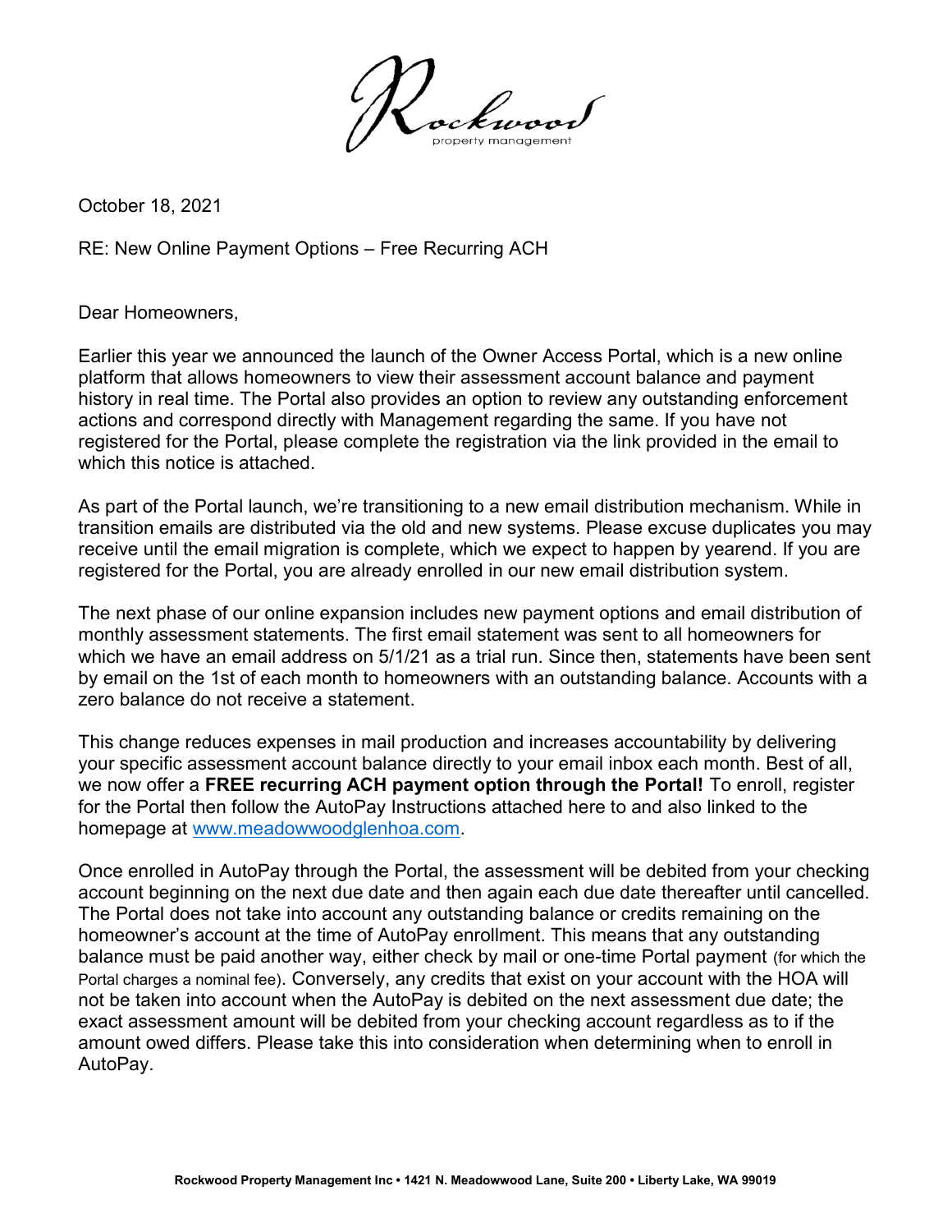Rockwood
property management

October 18, 2021

RE: New Online Payment Options – Free Recurring ACH

Dear Homeowners,

Earlier this year we announced the launch of the Owner Access Portal, which is a new online platform that allows homeowners to view their assessment account balance and payment history in real time. The Portal also provides an option to review any outstanding enforcement actions and correspond directly with Management regarding the same. If you have not registered for the Portal, please complete the registration via the link provided in the email to which this notice is attached.

As part of the Portal launch, we're transitioning to a new email distribution mechanism. While in transition emails are distributed via the old and new systems. Please excuse duplicates you may receive until the email migration is complete, which we expect to happen by yearend. If you are registered for the Portal, you are already enrolled in our new email distribution system.

The next phase of our online expansion includes new payment options and email distribution of monthly assessment statements. The first email statement was sent to all homeowners for which we have an email address on 5/1/21 as a trial run. Since then, statements have been sent by email on the 1st of each month to homeowners with an outstanding balance. Accounts with a zero balance do not receive a statement.

This change reduces expenses in mail production and increases accountability by delivering your specific assessment account balance directly to your email inbox each month. Best of all, we now offer a **FREE recurring ACH payment option through the Portal!** To enroll, register for the Portal then follow the AutoPay Instructions attached here to and also linked to the homepage at [www.meadowwoodglenhoa.com](www.meadowwoodglenhoa.com).

Once enrolled in AutoPay through the Portal, the assessment will be debited from your checking account beginning on the next due date and then again each due date thereafter until cancelled. The Portal does not take into account any outstanding balance or credits remaining on the homeowner's account at the time of AutoPay enrollment. This means that any outstanding balance must be paid another way, either check by mail or one-time Portal payment (for which the Portal charges a nominal fee). Conversely, any credits that exist on your account with the HOA will not be taken into account when the AutoPay is debited on the next assessment due date; the exact assessment amount will be debited from your checking account regardless as to if the amount owed differs. Please take this into consideration when determining when to enroll in AutoPay.

**Rockwood Property Management Inc • 1421 N. Meadowwood Lane, Suite 200 • Liberty Lake, WA 99019**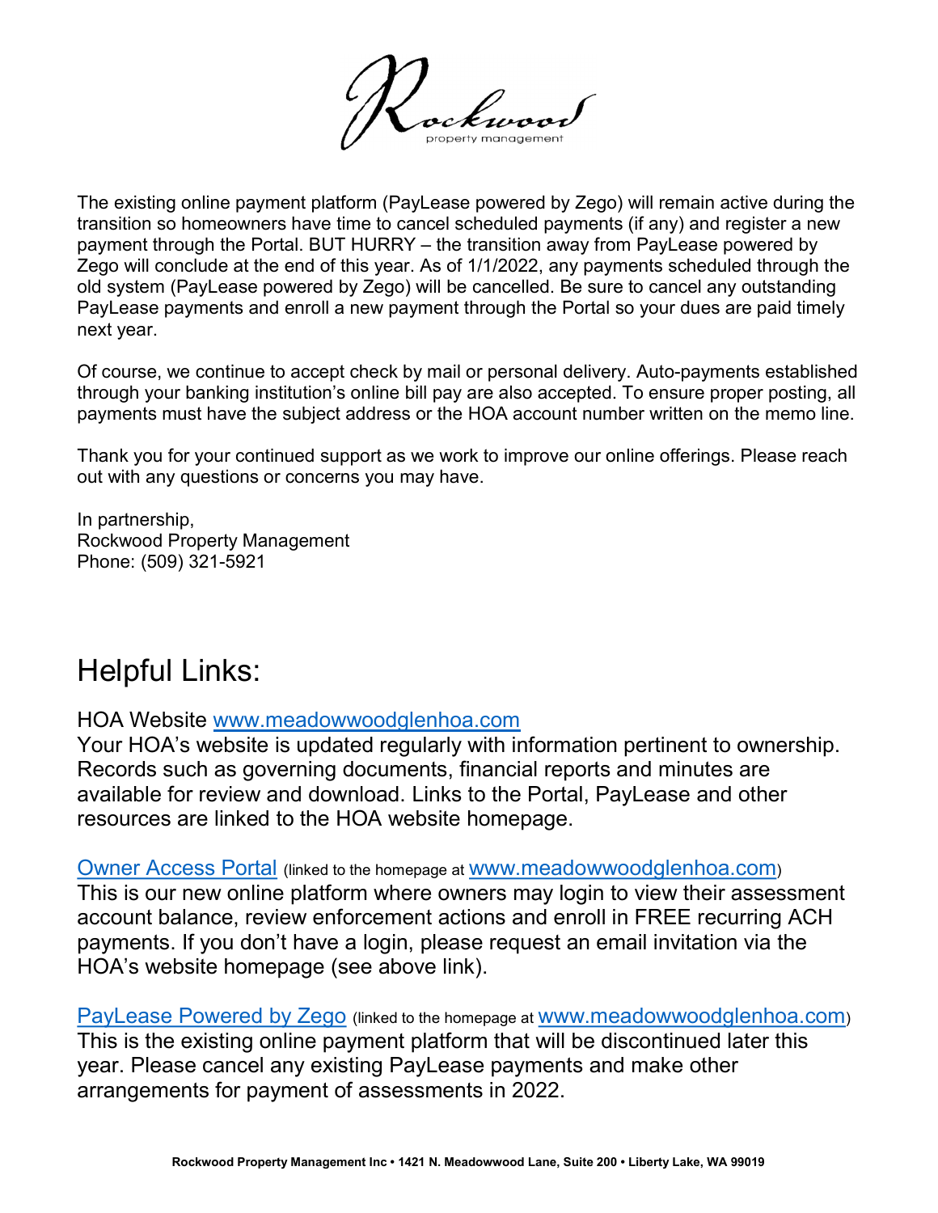Rockwood property management

The existing online payment platform (PayLease powered by Zego) will remain active during the transition so homeowners have time to cancel scheduled payments (if any) and register a new payment through the Portal. BUT HURRY – the transition away from PayLease powered by Zego will conclude at the end of this year. As of 1/1/2022, any payments scheduled through the old system (PayLease powered by Zego) will be cancelled. Be sure to cancel any outstanding PayLease payments and enroll a new payment through the Portal so your dues are paid timely next year.

Of course, we continue to accept check by mail or personal delivery. Auto-payments established through your banking institution's online bill pay are also accepted. To ensure proper posting, all payments must have the subject address or the HOA account number written on the memo line.

Thank you for your continued support as we work to improve our online offerings. Please reach out with any questions or concerns you may have.

In partnership,
Rockwood Property Management
Phone: (509) 321-5921

# Helpful Links:

HOA Website www.meadowwoodglenhoa.com
Your HOA's website is updated regularly with information pertinent to ownership. Records such as governing documents, financial reports and minutes are available for review and download. Links to the Portal, PayLease and other resources are linked to the HOA website homepage.

Owner Access Portal (linked to the homepage at www.meadowwoodglenhoa.com)
This is our new online platform where owners may login to view their assessment account balance, review enforcement actions and enroll in FREE recurring ACH payments. If you don't have a login, please request an email invitation via the HOA's website homepage (see above link).

PayLease Powered by Zego (linked to the homepage at www.meadowwoodglenhoa.com)
This is the existing online payment platform that will be discontinued later this year. Please cancel any existing PayLease payments and make other arrangements for payment of assessments in 2022.

**Rockwood Property Management Inc • 1421 N. Meadowwood Lane, Suite 200 • Liberty Lake, WA 99019**